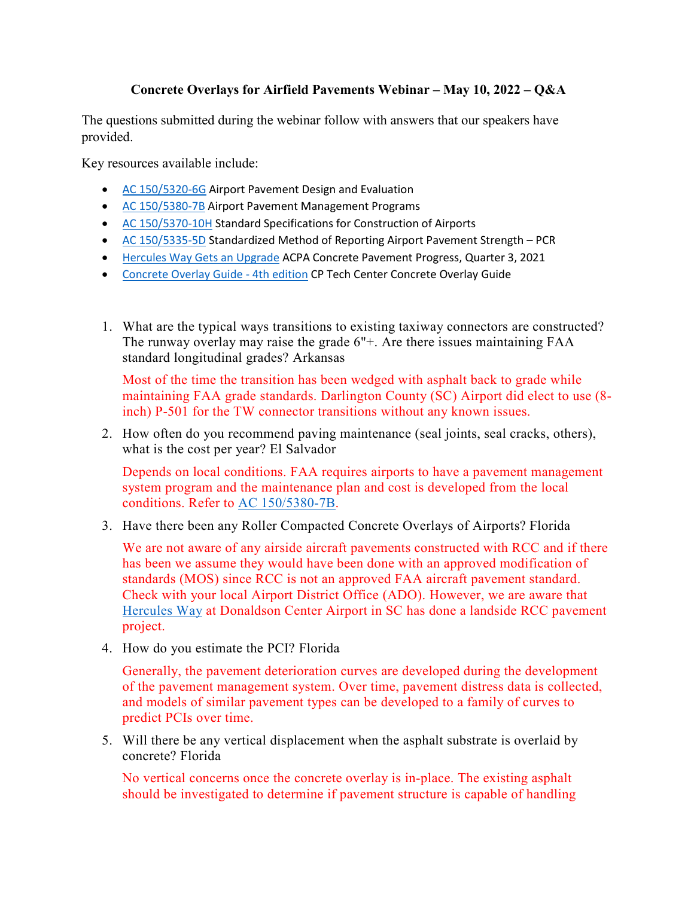**Concrete Overlays for Airfield Pavements Webinar – May 10, 2022 – Q&A**

The questions submitted during the webinar follow with answers that our speakers have provided.

Key resources available include:

- AC 150/5320-6G Airport Pavement Design and Evaluation
- AC 150/5380-7B Airport Pavement Management Programs
- AC 150/5370-10H Standard Specifications for Construction of Airports
- AC 150/5335-5D Standardized Method of Reporting Airport Pavement Strength – PCR
- Hercules Way Gets an Upgrade ACPA Concrete Pavement Progress, Quarter 3, 2021
- Concrete Overlay Guide - 4th edition CP Tech Center Concrete Overlay Guide

1. What are the typical ways transitions to existing taxiway connectors are constructed? The runway overlay may raise the grade 6"+. Are there issues maintaining FAA standard longitudinal grades? Arkansas

   Most of the time the transition has been wedged with asphalt back to grade while maintaining FAA grade standards. Darlington County (SC) Airport did elect to use (8-inch) P-501 for the TW connector transitions without any known issues.

2. How often do you recommend paving maintenance (seal joints, seal cracks, others), what is the cost per year? El Salvador

   Depends on local conditions. FAA requires airports to have a pavement management system program and the maintenance plan and cost is developed from the local conditions. Refer to AC 150/5380-7B.

3. Have there been any Roller Compacted Concrete Overlays of Airports? Florida

   We are not aware of any airside aircraft pavements constructed with RCC and if there has been we assume they would have been done with an approved modification of standards (MOS) since RCC is not an approved FAA aircraft pavement standard. Check with your local Airport District Office (ADO). However, we are aware that Hercules Way at Donaldson Center Airport in SC has done a landside RCC pavement project.

4. How do you estimate the PCI? Florida

   Generally, the pavement deterioration curves are developed during the development of the pavement management system. Over time, pavement distress data is collected, and models of similar pavement types can be developed to a family of curves to predict PCIs over time.

5. Will there be any vertical displacement when the asphalt substrate is overlaid by concrete? Florida

   No vertical concerns once the concrete overlay is in-place. The existing asphalt should be investigated to determine if pavement structure is capable of handling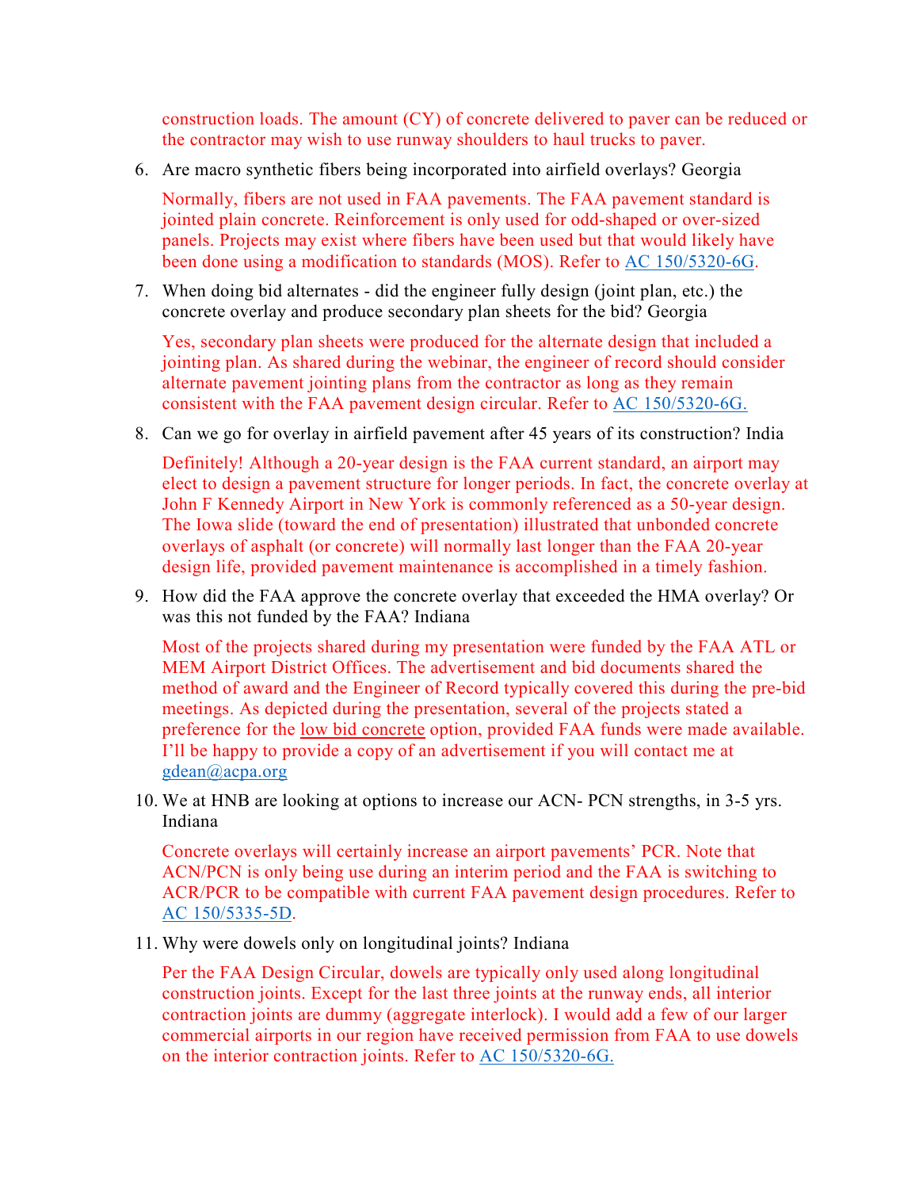construction loads. The amount (CY) of concrete delivered to paver can be reduced or the contractor may wish to use runway shoulders to haul trucks to paver.

6. Are macro synthetic fibers being incorporated into airfield overlays? Georgia

   Normally, fibers are not used in FAA pavements. The FAA pavement standard is jointed plain concrete. Reinforcement is only used for odd-shaped or over-sized panels. Projects may exist where fibers have been used but that would likely have been done using a modification to standards (MOS). Refer to AC 150/5320-6G.

7. When doing bid alternates - did the engineer fully design (joint plan, etc.) the concrete overlay and produce secondary plan sheets for the bid? Georgia

   Yes, secondary plan sheets were produced for the alternate design that included a jointing plan. As shared during the webinar, the engineer of record should consider alternate pavement jointing plans from the contractor as long as they remain consistent with the FAA pavement design circular. Refer to AC 150/5320-6G.

8. Can we go for overlay in airfield pavement after 45 years of its construction? India

   Definitely! Although a 20-year design is the FAA current standard, an airport may elect to design a pavement structure for longer periods. In fact, the concrete overlay at John F Kennedy Airport in New York is commonly referenced as a 50-year design. The Iowa slide (toward the end of presentation) illustrated that unbonded concrete overlays of asphalt (or concrete) will normally last longer than the FAA 20-year design life, provided pavement maintenance is accomplished in a timely fashion.

9. How did the FAA approve the concrete overlay that exceeded the HMA overlay? Or was this not funded by the FAA? Indiana

   Most of the projects shared during my presentation were funded by the FAA ATL or MEM Airport District Offices. The advertisement and bid documents shared the method of award and the Engineer of Record typically covered this during the pre-bid meetings. As depicted during the presentation, several of the projects stated a preference for the low bid concrete option, provided FAA funds were made available. I'll be happy to provide a copy of an advertisement if you will contact me at gdean@acpa.org

10. We at HNB are looking at options to increase our ACN- PCN strengths, in 3-5 yrs. Indiana

    Concrete overlays will certainly increase an airport pavements' PCR. Note that ACN/PCN is only being use during an interim period and the FAA is switching to ACR/PCR to be compatible with current FAA pavement design procedures. Refer to AC 150/5335-5D.

11. Why were dowels only on longitudinal joints? Indiana

    Per the FAA Design Circular, dowels are typically only used along longitudinal construction joints. Except for the last three joints at the runway ends, all interior contraction joints are dummy (aggregate interlock). I would add a few of our larger commercial airports in our region have received permission from FAA to use dowels on the interior contraction joints. Refer to AC 150/5320-6G.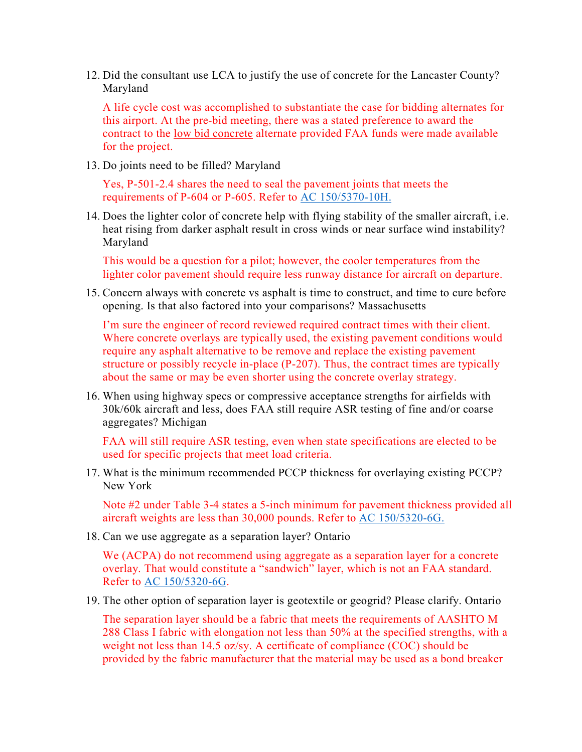12. Did the consultant use LCA to justify the use of concrete for the Lancaster County? Maryland

    A life cycle cost was accomplished to substantiate the case for bidding alternates for this airport. At the pre-bid meeting, there was a stated preference to award the contract to the low bid concrete alternate provided FAA funds were made available for the project.

13. Do joints need to be filled? Maryland

    Yes, P-501-2.4 shares the need to seal the pavement joints that meets the requirements of P-604 or P-605. Refer to AC 150/5370-10H.

14. Does the lighter color of concrete help with flying stability of the smaller aircraft, i.e. heat rising from darker asphalt result in cross winds or near surface wind instability? Maryland

    This would be a question for a pilot; however, the cooler temperatures from the lighter color pavement should require less runway distance for aircraft on departure.

15. Concern always with concrete vs asphalt is time to construct, and time to cure before opening. Is that also factored into your comparisons? Massachusetts

    I'm sure the engineer of record reviewed required contract times with their client. Where concrete overlays are typically used, the existing pavement conditions would require any asphalt alternative to be remove and replace the existing pavement structure or possibly recycle in-place (P-207). Thus, the contract times are typically about the same or may be even shorter using the concrete overlay strategy.

16. When using highway specs or compressive acceptance strengths for airfields with 30k/60k aircraft and less, does FAA still require ASR testing of fine and/or coarse aggregates? Michigan

    FAA will still require ASR testing, even when state specifications are elected to be used for specific projects that meet load criteria.

17. What is the minimum recommended PCCP thickness for overlaying existing PCCP? New York

    Note #2 under Table 3-4 states a 5-inch minimum for pavement thickness provided all aircraft weights are less than 30,000 pounds. Refer to AC 150/5320-6G.

18. Can we use aggregate as a separation layer? Ontario

    We (ACPA) do not recommend using aggregate as a separation layer for a concrete overlay. That would constitute a "sandwich" layer, which is not an FAA standard. Refer to AC 150/5320-6G.

19. The other option of separation layer is geotextile or geogrid? Please clarify. Ontario

    The separation layer should be a fabric that meets the requirements of AASHTO M 288 Class I fabric with elongation not less than 50% at the specified strengths, with a weight not less than 14.5 oz/sy. A certificate of compliance (COC) should be provided by the fabric manufacturer that the material may be used as a bond breaker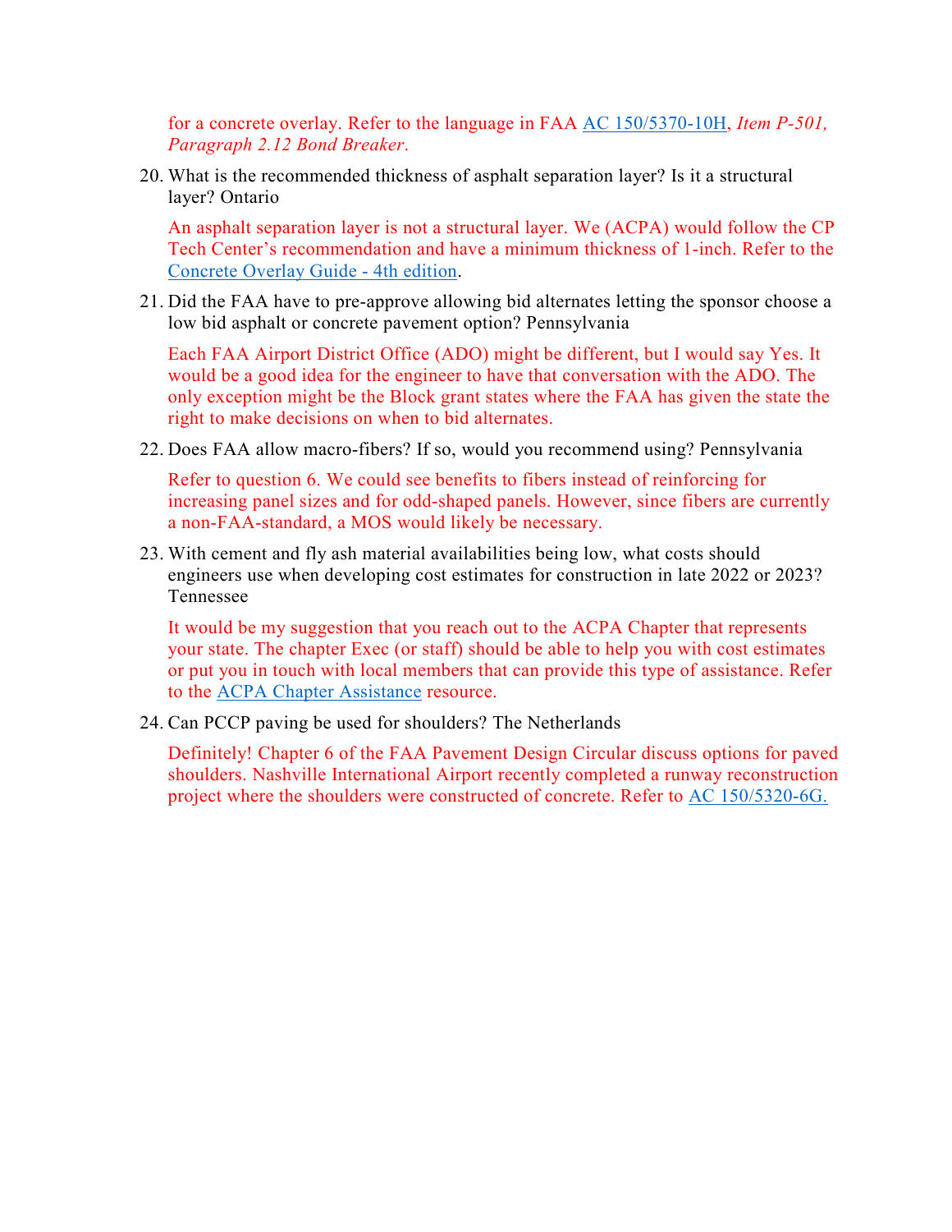for a concrete overlay. Refer to the language in FAA AC 150/5370-10H, *Item P-501, Paragraph 2.12 Bond Breaker*.

20. What is the recommended thickness of asphalt separation layer? Is it a structural layer? Ontario

    An asphalt separation layer is not a structural layer. We (ACPA) would follow the CP Tech Center's recommendation and have a minimum thickness of 1-inch. Refer to the Concrete Overlay Guide - 4th edition.

21. Did the FAA have to pre-approve allowing bid alternates letting the sponsor choose a low bid asphalt or concrete pavement option? Pennsylvania

    Each FAA Airport District Office (ADO) might be different, but I would say Yes. It would be a good idea for the engineer to have that conversation with the ADO. The only exception might be the Block grant states where the FAA has given the state the right to make decisions on when to bid alternates.

22. Does FAA allow macro-fibers? If so, would you recommend using? Pennsylvania

    Refer to question 6. We could see benefits to fibers instead of reinforcing for increasing panel sizes and for odd-shaped panels. However, since fibers are currently a non-FAA-standard, a MOS would likely be necessary.

23. With cement and fly ash material availabilities being low, what costs should engineers use when developing cost estimates for construction in late 2022 or 2023? Tennessee

    It would be my suggestion that you reach out to the ACPA Chapter that represents your state. The chapter Exec (or staff) should be able to help you with cost estimates or put you in touch with local members that can provide this type of assistance. Refer to the ACPA Chapter Assistance resource.

24. Can PCCP paving be used for shoulders? The Netherlands

    Definitely! Chapter 6 of the FAA Pavement Design Circular discuss options for paved shoulders. Nashville International Airport recently completed a runway reconstruction project where the shoulders were constructed of concrete. Refer to AC 150/5320-6G.